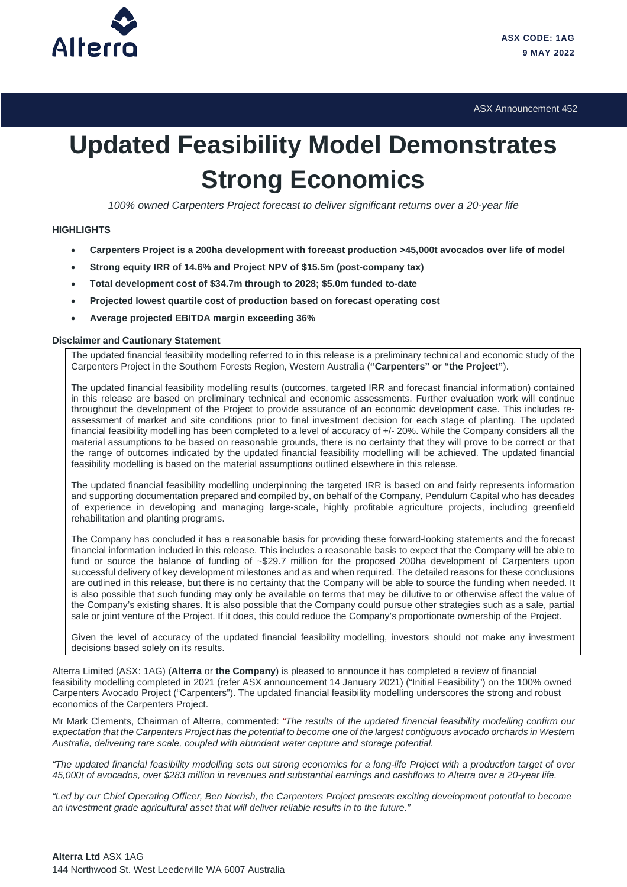ASX CODE: 1AG
9 MAY 2022

ASX Announcement 452

# Updated Feasibility Model Demonstrates Strong Economics

*100% owned Carpenters Project forecast to deliver significant returns over a 20-year life*

**HIGHLIGHTS**

- **Carpenters Project is a 200ha development with forecast production >45,000t avocados over life of model**
- **Strong equity IRR of 14.6% and Project NPV of $15.5m (post-company tax)**
- **Total development cost of $34.7m through to 2028; $5.0m funded to-date**
- **Projected lowest quartile cost of production based on forecast operating cost**
- **Average projected EBITDA margin exceeding 36%**

**Disclaimer and Cautionary Statement**

The updated financial feasibility modelling referred to in this release is a preliminary technical and economic study of the Carpenters Project in the Southern Forests Region, Western Australia (**"Carpenters" or "the Project"**).

The updated financial feasibility modelling results (outcomes, targeted IRR and forecast financial information) contained in this release are based on preliminary technical and economic assessments. Further evaluation work will continue throughout the development of the Project to provide assurance of an economic development case. This includes re-assessment of market and site conditions prior to final investment decision for each stage of planting. The updated financial feasibility modelling has been completed to a level of accuracy of +/- 20%. While the Company considers all the material assumptions to be based on reasonable grounds, there is no certainty that they will prove to be correct or that the range of outcomes indicated by the updated financial feasibility modelling will be achieved. The updated financial feasibility modelling is based on the material assumptions outlined elsewhere in this release.

The updated financial feasibility modelling underpinning the targeted IRR is based on and fairly represents information and supporting documentation prepared and compiled by, on behalf of the Company, Pendulum Capital who has decades of experience in developing and managing large-scale, highly profitable agriculture projects, including greenfield rehabilitation and planting programs.

The Company has concluded it has a reasonable basis for providing these forward-looking statements and the forecast financial information included in this release. This includes a reasonable basis to expect that the Company will be able to fund or source the balance of funding of ~$29.7 million for the proposed 200ha development of Carpenters upon successful delivery of key development milestones and as and when required. The detailed reasons for these conclusions are outlined in this release, but there is no certainty that the Company will be able to source the funding when needed. It is also possible that such funding may only be available on terms that may be dilutive to or otherwise affect the value of the Company's existing shares. It is also possible that the Company could pursue other strategies such as a sale, partial sale or joint venture of the Project. If it does, this could reduce the Company's proportionate ownership of the Project.

Given the level of accuracy of the updated financial feasibility modelling, investors should not make any investment decisions based solely on its results.

Alterra Limited (ASX: 1AG) (**Alterra** or **the Company**) is pleased to announce it has completed a review of financial feasibility modelling completed in 2021 (refer ASX announcement 14 January 2021) ("Initial Feasibility") on the 100% owned Carpenters Avocado Project ("Carpenters"). The updated financial feasibility modelling underscores the strong and robust economics of the Carpenters Project.

Mr Mark Clements, Chairman of Alterra, commented: *"The results of the updated financial feasibility modelling confirm our expectation that the Carpenters Project has the potential to become one of the largest contiguous avocado orchards in Western Australia, delivering rare scale, coupled with abundant water capture and storage potential.*

*"The updated financial feasibility modelling sets out strong economics for a long-life Project with a production target of over 45,000t of avocados, over $283 million in revenues and substantial earnings and cashflows to Alterra over a 20-year life.*

*"Led by our Chief Operating Officer, Ben Norrish, the Carpenters Project presents exciting development potential to become an investment grade agricultural asset that will deliver reliable results in to the future."*

**Alterra Ltd** ASX 1AG
144 Northwood St. West Leederville WA 6007 Australia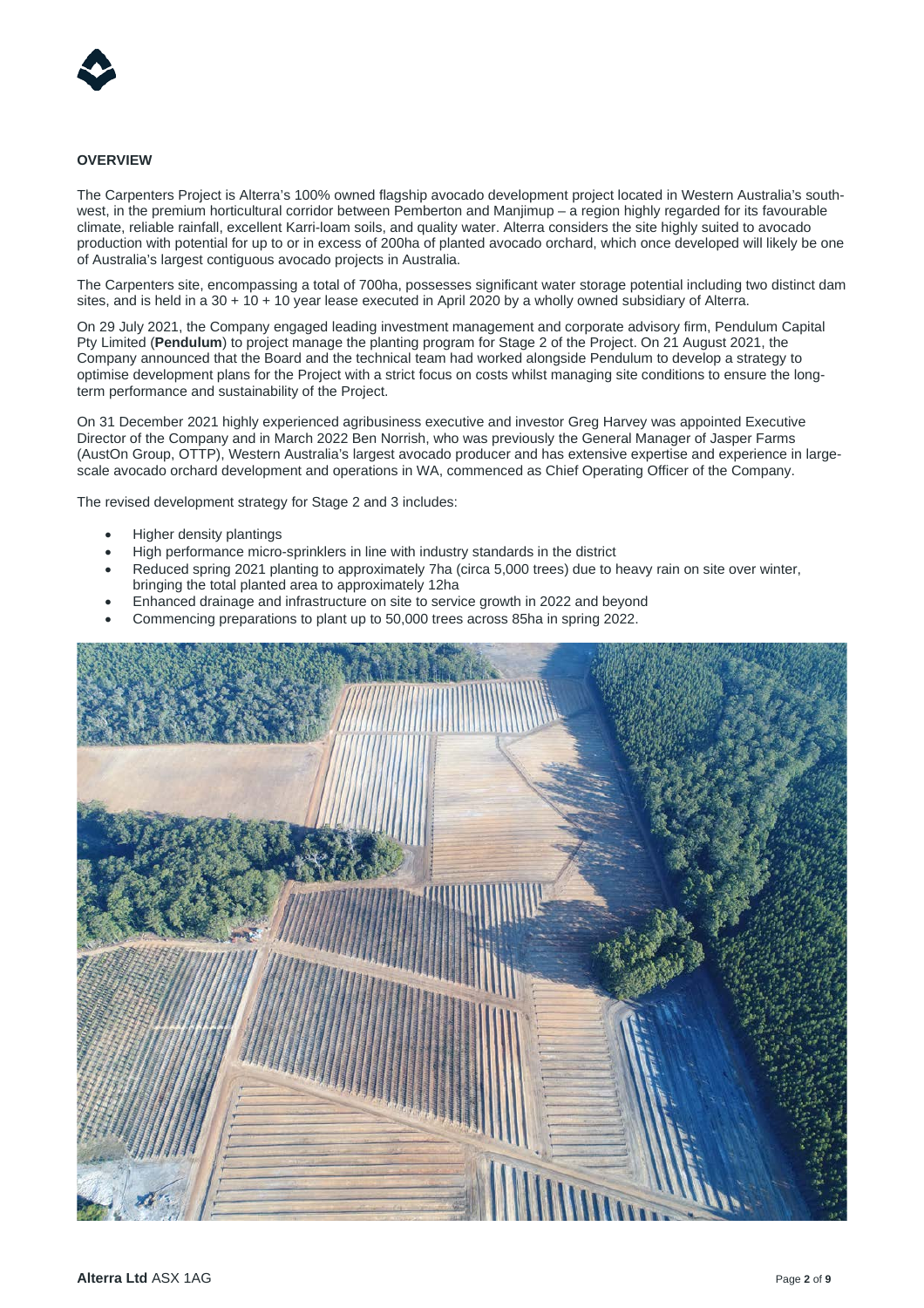**OVERVIEW**

The Carpenters Project is Alterra's 100% owned flagship avocado development project located in Western Australia's south-west, in the premium horticultural corridor between Pemberton and Manjimup – a region highly regarded for its favourable climate, reliable rainfall, excellent Karri-loam soils, and quality water. Alterra considers the site highly suited to avocado production with potential for up to or in excess of 200ha of planted avocado orchard, which once developed will likely be one of Australia's largest contiguous avocado projects in Australia.

The Carpenters site, encompassing a total of 700ha, possesses significant water storage potential including two distinct dam sites, and is held in a 30 + 10 + 10 year lease executed in April 2020 by a wholly owned subsidiary of Alterra.

On 29 July 2021, the Company engaged leading investment management and corporate advisory firm, Pendulum Capital Pty Limited (**Pendulum**) to project manage the planting program for Stage 2 of the Project. On 21 August 2021, the Company announced that the Board and the technical team had worked alongside Pendulum to develop a strategy to optimise development plans for the Project with a strict focus on costs whilst managing site conditions to ensure the long-term performance and sustainability of the Project.

On 31 December 2021 highly experienced agribusiness executive and investor Greg Harvey was appointed Executive Director of the Company and in March 2022 Ben Norrish, who was previously the General Manager of Jasper Farms (AustOn Group, OTTP), Western Australia's largest avocado producer and has extensive expertise and experience in large-scale avocado orchard development and operations in WA, commenced as Chief Operating Officer of the Company.

The revised development strategy for Stage 2 and 3 includes:

- Higher density plantings
- High performance micro-sprinklers in line with industry standards in the district
- Reduced spring 2021 planting to approximately 7ha (circa 5,000 trees) due to heavy rain on site over winter, bringing the total planted area to approximately 12ha
- Enhanced drainage and infrastructure on site to service growth in 2022 and beyond
- Commencing preparations to plant up to 50,000 trees across 85ha in spring 2022.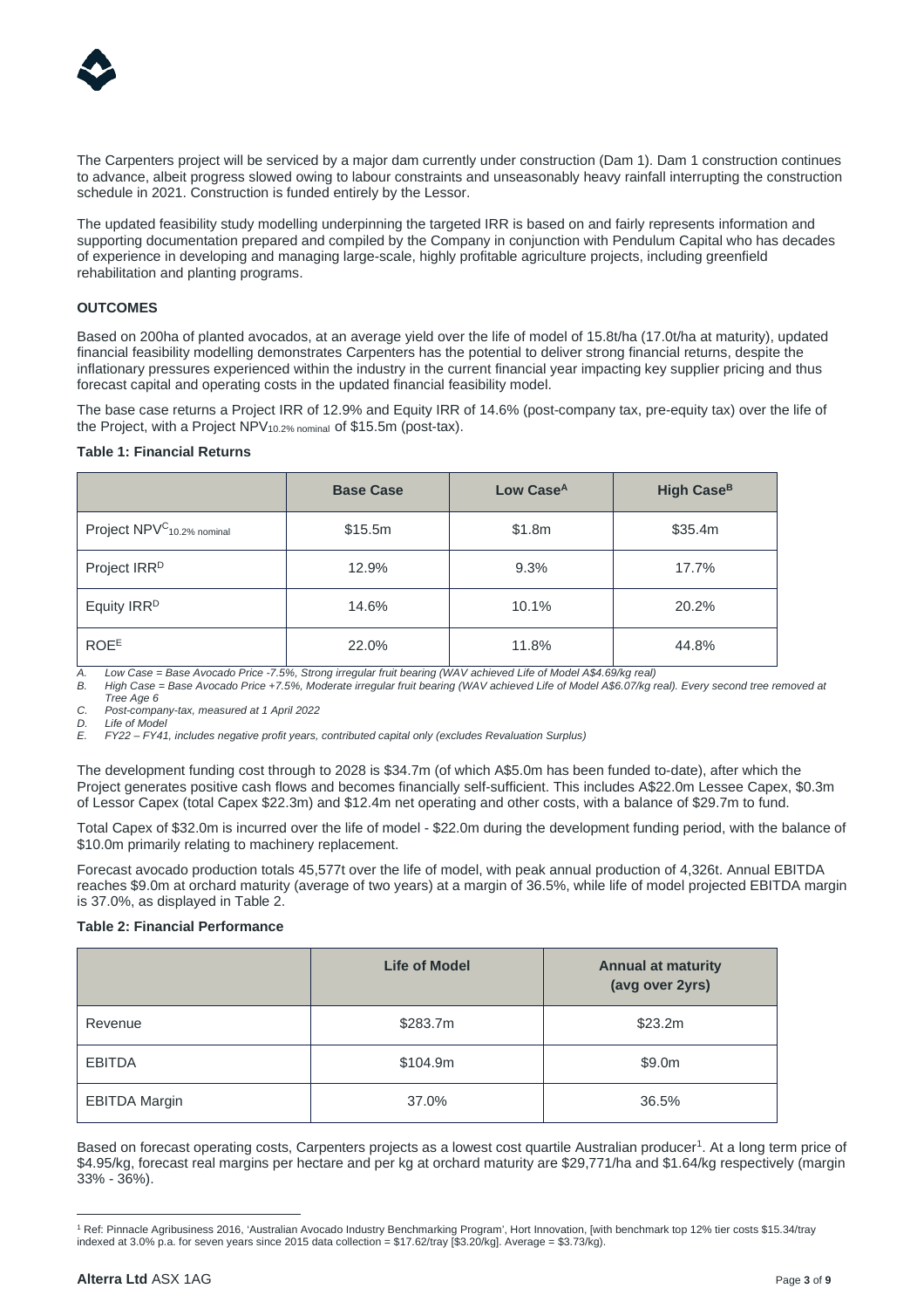The Carpenters project will be serviced by a major dam currently under construction (Dam 1). Dam 1 construction continues to advance, albeit progress slowed owing to labour constraints and unseasonably heavy rainfall interrupting the construction schedule in 2021. Construction is funded entirely by the Lessor.

The updated feasibility study modelling underpinning the targeted IRR is based on and fairly represents information and supporting documentation prepared and compiled by the Company in conjunction with Pendulum Capital who has decades of experience in developing and managing large-scale, highly profitable agriculture projects, including greenfield rehabilitation and planting programs.

## OUTCOMES

Based on 200ha of planted avocados, at an average yield over the life of model of 15.8t/ha (17.0t/ha at maturity), updated financial feasibility modelling demonstrates Carpenters has the potential to deliver strong financial returns, despite the inflationary pressures experienced within the industry in the current financial year impacting key supplier pricing and thus forecast capital and operating costs in the updated financial feasibility model.

The base case returns a Project IRR of 12.9% and Equity IRR of 14.6% (post-company tax, pre-equity tax) over the life of the Project, with a Project $NPV_{10.2\%\ nominal}$ of $15.5m (post-tax).

**Table 1: Financial Returns**

| | Base Case | Low Case[A] | High Case[B] |
|---|---|---|---|
| Project NPV[C] $_{10.2\%\ nominal}$ | $15.5m | $1.8m | $35.4m |
| Project IRR[D] | 12.9% | 9.3% | 17.7% |
| Equity IRR[D] | 14.6% | 10.1% | 20.2% |
| ROE[E] | 22.0% | 11.8% | 44.8% |

*A. Low Case = Base Avocado Price -7.5%, Strong irregular fruit bearing (WAV achieved Life of Model A$4.69/kg real)*
*B. High Case = Base Avocado Price +7.5%, Moderate irregular fruit bearing (WAV achieved Life of Model A$6.07/kg real). Every second tree removed at Tree Age 6*
*C. Post-company-tax, measured at 1 April 2022*
*D. Life of Model*
*E. FY22 – FY41, includes negative profit years, contributed capital only (excludes Revaluation Surplus)*

The development funding cost through to 2028 is $34.7m (of which A$5.0m has been funded to-date), after which the Project generates positive cash flows and becomes financially self-sufficient. This includes A$22.0m Lessee Capex, $0.3m of Lessor Capex (total Capex $22.3m) and $12.4m net operating and other costs, with a balance of $29.7m to fund.

Total Capex of $32.0m is incurred over the life of model - $22.0m during the development funding period, with the balance of $10.0m primarily relating to machinery replacement.

Forecast avocado production totals 45,577t over the life of model, with peak annual production of 4,326t. Annual EBITDA reaches $9.0m at orchard maturity (average of two years) at a margin of 36.5%, while life of model projected EBITDA margin is 37.0%, as displayed in Table 2.

**Table 2: Financial Performance**

| | Life of Model | Annual at maturity (avg over 2yrs) |
|---|---|---|
| Revenue | $283.7m | $23.2m |
| EBITDA | $104.9m | $9.0m |
| EBITDA Margin | 37.0% | 36.5% |

Based on forecast operating costs, Carpenters projects as a lowest cost quartile Australian producer[1]. At a long term price of $4.95/kg, forecast real margins per hectare and per kg at orchard maturity are $29,771/ha and $1.64/kg respectively (margin 33% - 36%).

[1] Ref: Pinnacle Agribusiness 2016, 'Australian Avocado Industry Benchmarking Program', Hort Innovation, [with benchmark top 12% tier costs $15.34/tray indexed at 3.0% p.a. for seven years since 2015 data collection = $17.62/tray [$3.20/kg]. Average = $3.73/kg).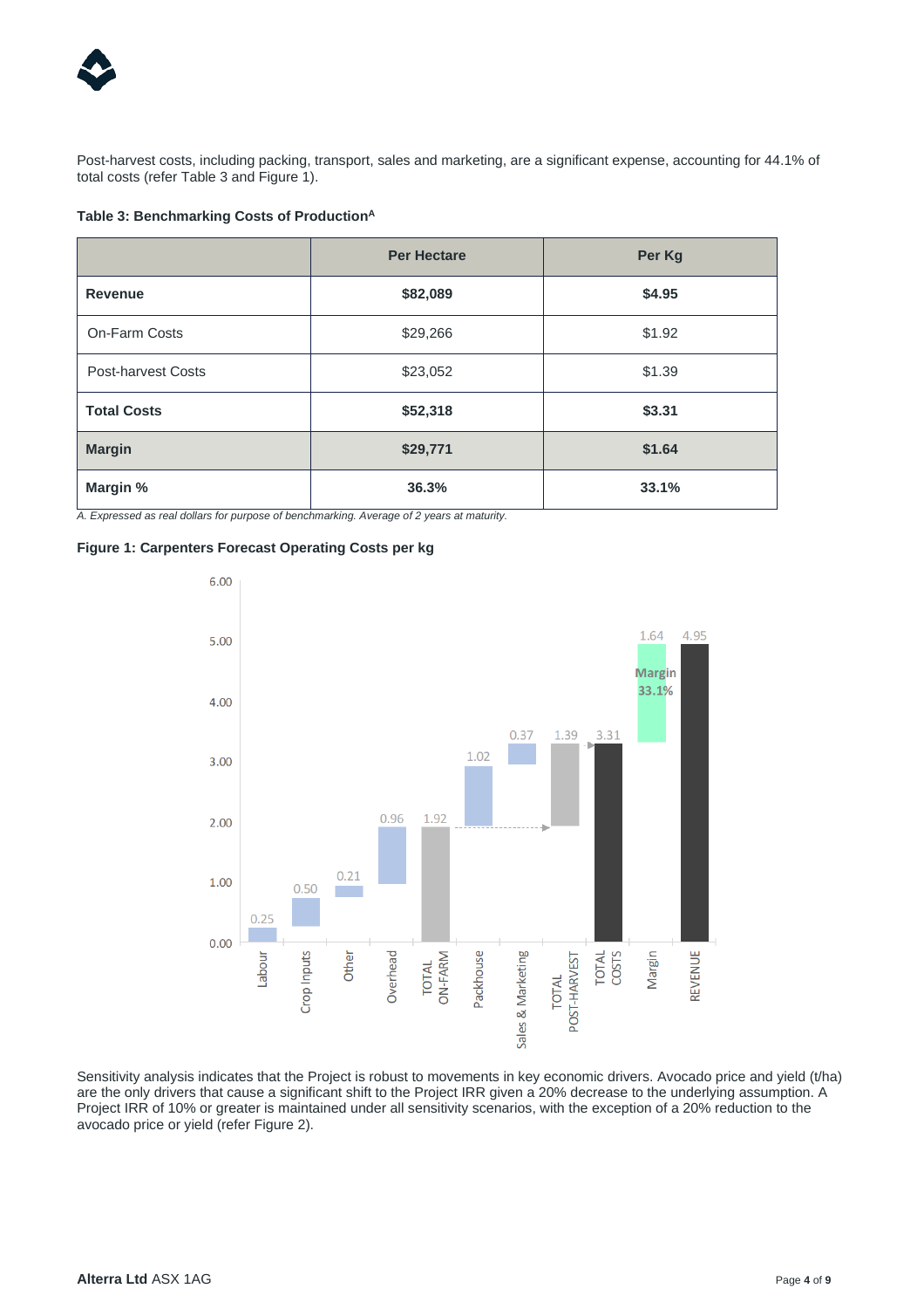Post-harvest costs, including packing, transport, sales and marketing, are a significant expense, accounting for 44.1% of total costs (refer Table 3 and Figure 1).

**Table 3: Benchmarking Costs of Production[A]**

| | Per Hectare | Per Kg |
|---|---|---|
| **Revenue** | **$82,089** | **$4.95** |
| On-Farm Costs | $29,266 | $1.92 |
| Post-harvest Costs | $23,052 | $1.39 |
| **Total Costs** | **$52,318** | **$3.31** |
| **Margin** | **$29,771** | **$1.64** |
| **Margin %** | **36.3%** | **33.1%** |

*A. Expressed as real dollars for purpose of benchmarking. Average of 2 years at maturity.*

**Figure 1: Carpenters Forecast Operating Costs per kg**

| Item | $ per kg |
|---|---|
| Labour | 0.25 |
| Crop Inputs | 0.50 |
| Other | 0.21 |
| Overhead | 0.96 |
| TOTAL ON-FARM | 1.92 |
| Packhouse | 1.02 |
| Sales & Marketing | 0.37 |
| TOTAL POST-HARVEST | 1.39 |
| TOTAL COSTS | 3.31 |
| Margin (Margin 33.1%) | 1.64 |
| REVENUE | 4.95 |

Sensitivity analysis indicates that the Project is robust to movements in key economic drivers. Avocado price and yield (t/ha) are the only drivers that cause a significant shift to the Project IRR given a 20% decrease to the underlying assumption. A Project IRR of 10% or greater is maintained under all sensitivity scenarios, with the exception of a 20% reduction to the avocado price or yield (refer Figure 2).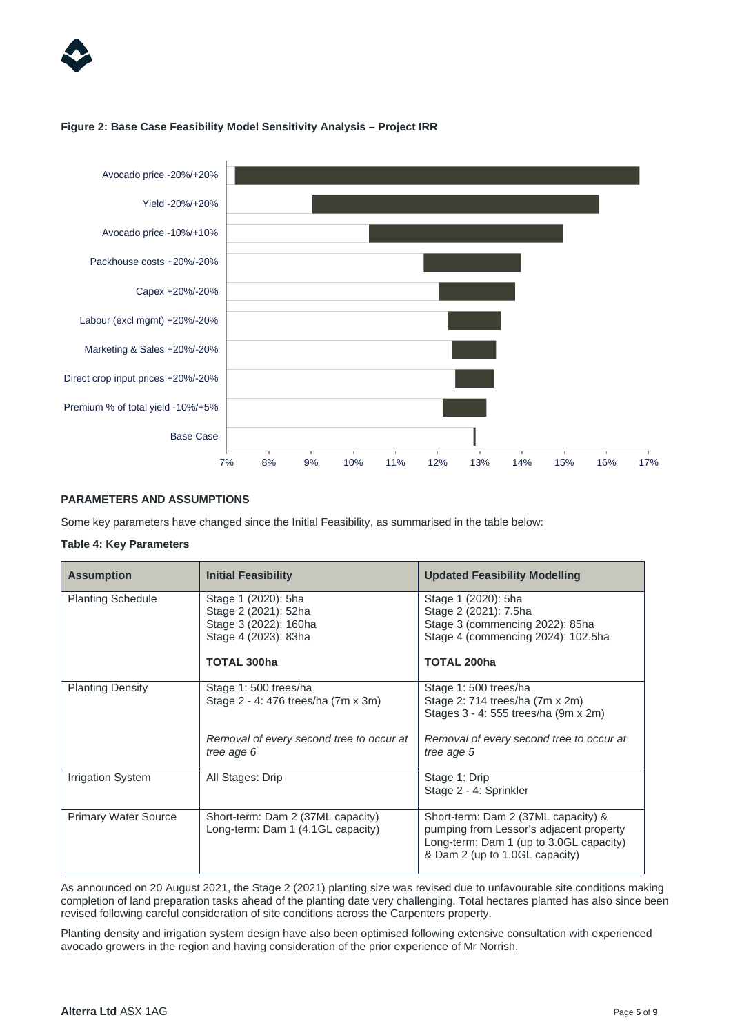**Figure 2: Base Case Feasibility Model Sensitivity Analysis – Project IRR**

| Sensitivity | Low IRR | High IRR |
|---|---|---|
| Avocado price -20%/+20% | ~7.2% | ~16.8% |
| Yield -20%/+20% | ~9.0% | ~15.8% |
| Avocado price -10%/+10% | ~10.4% | ~14.9% |
| Packhouse costs +20%/-20% | ~11.7% | ~14.0% |
| Capex +20%/-20% | ~12.0% | ~13.8% |
| Labour (excl mgmt) +20%/-20% | ~12.3% | ~13.5% |
| Marketing & Sales +20%/-20% | ~12.4% | ~13.4% |
| Direct crop input prices +20%/-20% | ~12.4% | ~13.3% |
| Premium % of total yield -10%/+5% | ~12.1% | ~13.2% |
| Base Case | ~12.9% | ~12.9% |

## PARAMETERS AND ASSUMPTIONS

Some key parameters have changed since the Initial Feasibility, as summarised in the table below:

**Table 4: Key Parameters**

| Assumption | Initial Feasibility | Updated Feasibility Modelling |
|---|---|---|
| Planting Schedule | Stage 1 (2020): 5ha<br>Stage 2 (2021): 52ha<br>Stage 3 (2022): 160ha<br>Stage 4 (2023): 83ha<br><br>**TOTAL 300ha** | Stage 1 (2020): 5ha<br>Stage 2 (2021): 7.5ha<br>Stage 3 (commencing 2022): 85ha<br>Stage 4 (commencing 2024): 102.5ha<br><br>**TOTAL 200ha** |
| Planting Density | Stage 1: 500 trees/ha<br>Stage 2 - 4: 476 trees/ha (7m x 3m)<br><br>*Removal of every second tree to occur at tree age 6* | Stage 1: 500 trees/ha<br>Stage 2: 714 trees/ha (7m x 2m)<br>Stages 3 - 4: 555 trees/ha (9m x 2m)<br><br>*Removal of every second tree to occur at tree age 5* |
| Irrigation System | All Stages: Drip | Stage 1: Drip<br>Stage 2 - 4: Sprinkler |
| Primary Water Source | Short-term: Dam 2 (37ML capacity)<br>Long-term: Dam 1 (4.1GL capacity) | Short-term: Dam 2 (37ML capacity) & pumping from Lessor's adjacent property<br>Long-term: Dam 1 (up to 3.0GL capacity) & Dam 2 (up to 1.0GL capacity) |

As announced on 20 August 2021, the Stage 2 (2021) planting size was revised due to unfavourable site conditions making completion of land preparation tasks ahead of the planting date very challenging. Total hectares planted has also since been revised following careful consideration of site conditions across the Carpenters property.

Planting density and irrigation system design have also been optimised following extensive consultation with experienced avocado growers in the region and having consideration of the prior experience of Mr Norrish.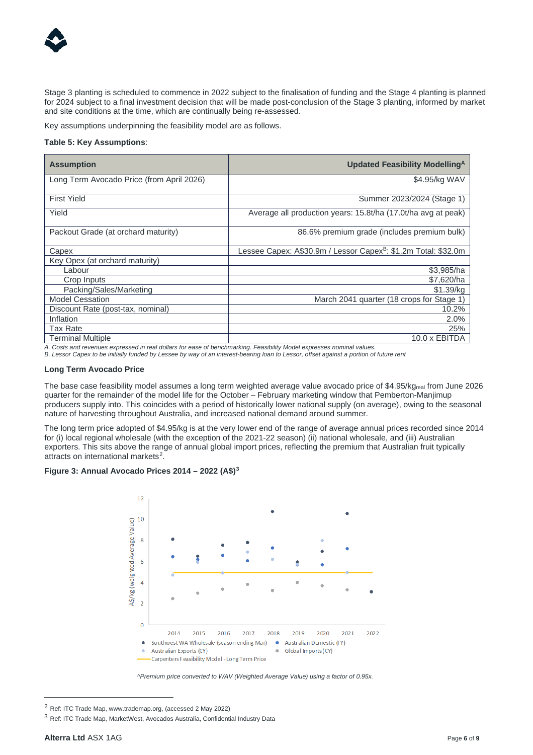Stage 3 planting is scheduled to commence in 2022 subject to the finalisation of funding and the Stage 4 planting is planned for 2024 subject to a final investment decision that will be made post-conclusion of the Stage 3 planting, informed by market and site conditions at the time, which are continually being re-assessed.

Key assumptions underpinning the feasibility model are as follows.

**Table 5: Key Assumptions**:

| Assumption | Updated Feasibility Modelling[A] |
|---|---|
| Long Term Avocado Price (from April 2026) | $4.95/kg WAV |
| First Yield | Summer 2023/2024 (Stage 1) |
| Yield | Average all production years: 15.8t/ha (17.0t/ha avg at peak) |
| Packout Grade (at orchard maturity) | 86.6% premium grade (includes premium bulk) |
| Capex | Lessee Capex: A$30.9m / Lessor Capex[B]: $1.2m Total: $32.0m |
| Key Opex (at orchard maturity) | |
| Labour | $3,985/ha |
| Crop Inputs | $7,620/ha |
| Packing/Sales/Marketing | $1.39/kg |
| Model Cessation | March 2041 quarter (18 crops for Stage 1) |
| Discount Rate (post-tax, nominal) | 10.2% |
| Inflation | 2.0% |
| Tax Rate | 25% |
| Terminal Multiple | 10.0 x EBITDA |

*A. Costs and revenues expressed in real dollars for ease of benchmarking. Feasibility Model expresses nominal values.*
*B. Lessor Capex to be initially funded by Lessee by way of an interest-bearing loan to Lessor, offset against a portion of future rent*

**Long Term Avocado Price**

The base case feasibility model assumes a long term weighted average value avocado price of $4.95/kg$_{real}$ from June 2026 quarter for the remainder of the model life for the October – February marketing window that Pemberton-Manjimup producers supply into. This coincides with a period of historically lower national supply (on average), owing to the seasonal nature of harvesting throughout Australia, and increased national demand around summer.

The long term price adopted of $4.95/kg is at the very lower end of the range of average annual prices recorded since 2014 for (i) local regional wholesale (with the exception of the 2021-22 season) (ii) national wholesale, and (iii) Australian exporters. This sits above the range of annual global import prices, reflecting the premium that Australian fruit typically attracts on international markets[2].

**Figure 3: Annual Avocado Prices 2014 – 2022 (A$)[3]**

*^Premium price converted to WAV (Weighted Average Value) using a factor of 0.95x.*

[2] Ref: ITC Trade Map, www.trademap.org, (accessed 2 May 2022)

[3] Ref: ITC Trade Map, MarketWest, Avocados Australia, Confidential Industry Data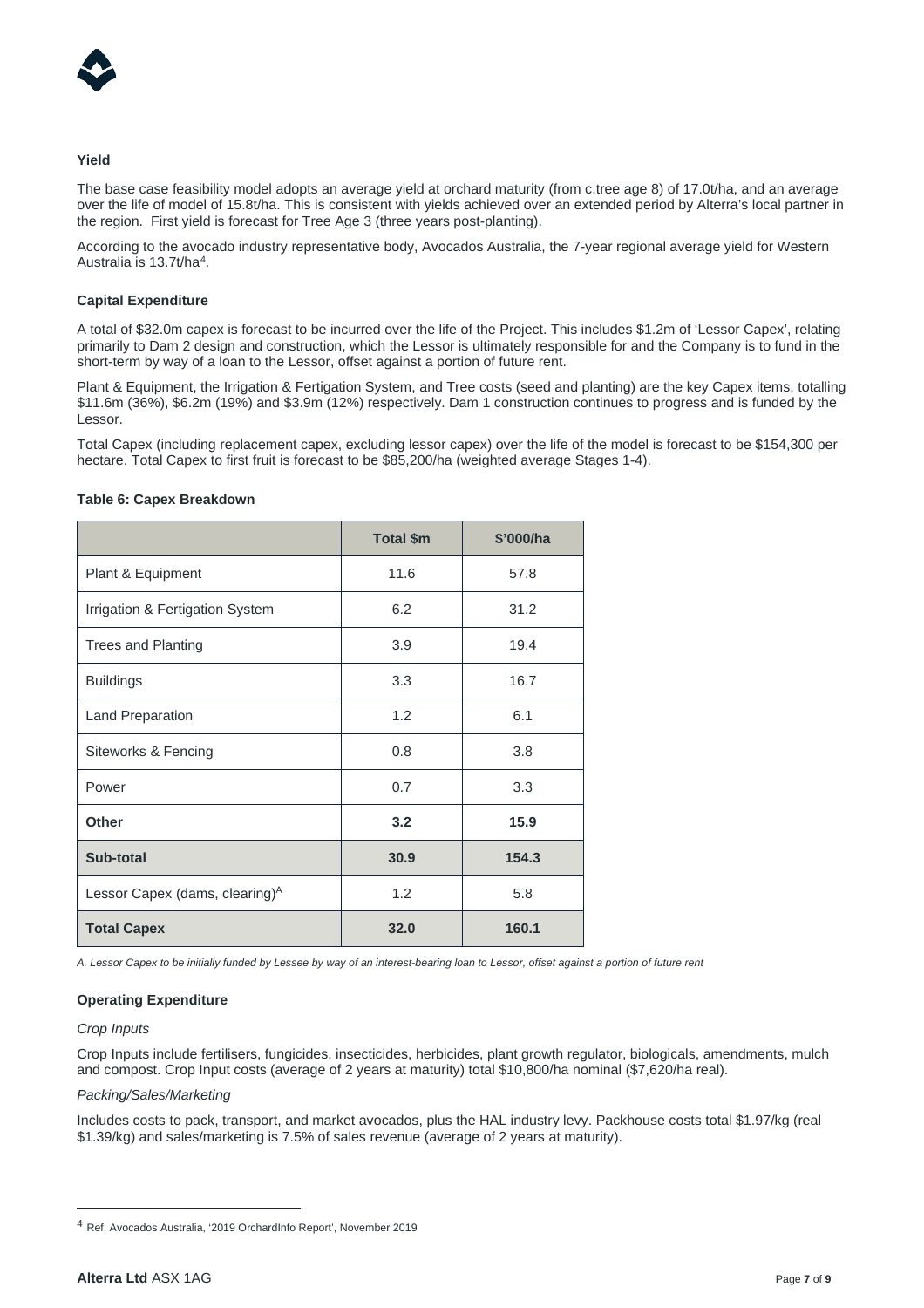### Yield

The base case feasibility model adopts an average yield at orchard maturity (from c.tree age 8) of 17.0t/ha, and an average over the life of model of 15.8t/ha. This is consistent with yields achieved over an extended period by Alterra's local partner in the region. First yield is forecast for Tree Age 3 (three years post-planting).

According to the avocado industry representative body, Avocados Australia, the 7-year regional average yield for Western Australia is 13.7t/ha[4].

### Capital Expenditure

A total of $32.0m capex is forecast to be incurred over the life of the Project. This includes $1.2m of 'Lessor Capex', relating primarily to Dam 2 design and construction, which the Lessor is ultimately responsible for and the Company is to fund in the short-term by way of a loan to the Lessor, offset against a portion of future rent.

Plant & Equipment, the Irrigation & Fertigation System, and Tree costs (seed and planting) are the key Capex items, totalling $11.6m (36%), $6.2m (19%) and $3.9m (12%) respectively. Dam 1 construction continues to progress and is funded by the Lessor.

Total Capex (including replacement capex, excluding lessor capex) over the life of the model is forecast to be $154,300 per hectare. Total Capex to first fruit is forecast to be $85,200/ha (weighted average Stages 1-4).

**Table 6: Capex Breakdown**

| | Total $m | $'000/ha |
|---|---|---|
| Plant & Equipment | 11.6 | 57.8 |
| Irrigation & Fertigation System | 6.2 | 31.2 |
| Trees and Planting | 3.9 | 19.4 |
| Buildings | 3.3 | 16.7 |
| Land Preparation | 1.2 | 6.1 |
| Siteworks & Fencing | 0.8 | 3.8 |
| Power | 0.7 | 3.3 |
| **Other** | **3.2** | **15.9** |
| **Sub-total** | **30.9** | **154.3** |
| Lessor Capex (dams, clearing)[A] | 1.2 | 5.8 |
| **Total Capex** | **32.0** | **160.1** |

*A. Lessor Capex to be initially funded by Lessee by way of an interest-bearing loan to Lessor, offset against a portion of future rent*

### Operating Expenditure

*Crop Inputs*

Crop Inputs include fertilisers, fungicides, insecticides, herbicides, plant growth regulator, biologicals, amendments, mulch and compost. Crop Input costs (average of 2 years at maturity) total $10,800/ha nominal ($7,620/ha real).

*Packing/Sales/Marketing*

Includes costs to pack, transport, and market avocados, plus the HAL industry levy. Packhouse costs total $1.97/kg (real $1.39/kg) and sales/marketing is 7.5% of sales revenue (average of 2 years at maturity).

[4] Ref: Avocados Australia, '2019 OrchardInfo Report', November 2019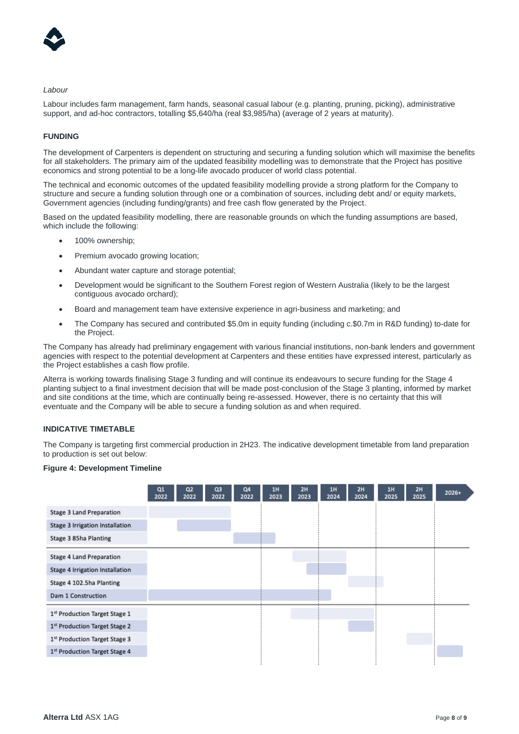*Labour*

Labour includes farm management, farm hands, seasonal casual labour (e.g. planting, pruning, picking), administrative support, and ad-hoc contractors, totalling $5,640/ha (real $3,985/ha) (average of 2 years at maturity).

## FUNDING

The development of Carpenters is dependent on structuring and securing a funding solution which will maximise the benefits for all stakeholders. The primary aim of the updated feasibility modelling was to demonstrate that the Project has positive economics and strong potential to be a long-life avocado producer of world class potential.

The technical and economic outcomes of the updated feasibility modelling provide a strong platform for the Company to structure and secure a funding solution through one or a combination of sources, including debt and/ or equity markets, Government agencies (including funding/grants) and free cash flow generated by the Project.

Based on the updated feasibility modelling, there are reasonable grounds on which the funding assumptions are based, which include the following:

- 100% ownership;
- Premium avocado growing location;
- Abundant water capture and storage potential;
- Development would be significant to the Southern Forest region of Western Australia (likely to be the largest contiguous avocado orchard);
- Board and management team have extensive experience in agri-business and marketing; and
- The Company has secured and contributed $5.0m in equity funding (including c.$0.7m in R&D funding) to-date for the Project.

The Company has already had preliminary engagement with various financial institutions, non-bank lenders and government agencies with respect to the potential development at Carpenters and these entities have expressed interest, particularly as the Project establishes a cash flow profile.

Alterra is working towards finalising Stage 3 funding and will continue its endeavours to secure funding for the Stage 4 planting subject to a final investment decision that will be made post-conclusion of the Stage 3 planting, informed by market and site conditions at the time, which are continually being re-assessed. However, there is no certainty that this will eventuate and the Company will be able to secure a funding solution as and when required.

## INDICATIVE TIMETABLE

The Company is targeting first commercial production in 2H23. The indicative development timetable from land preparation to production is set out below:

**Figure 4: Development Timeline**

| | Q1 2022 | Q2 2022 | Q3 2022 | Q4 2022 | 1H 2023 | 2H 2023 | 1H 2024 | 2H 2024 | 1H 2025 | 2H 2025 | 2026+ |
|---|---|---|---|---|---|---|---|---|---|---|---|
| Stage 3 Land Preparation | ■ | ■ | ■ | | | | | | | | |
| Stage 3 Irrigation Installation | | ■ | ■ | | | | | | | | |
| Stage 3 85ha Planting | | | | ■ | ■ | | | | | | |
| Stage 4 Land Preparation | | | | | | ■ | ■ | | | | |
| Stage 4 Irrigation Installation | | | | | | ■ | ■ | | | | |
| Stage 4 102.5ha Planting | | | | | | | | ■ | ■ | | |
| Dam 1 Construction | ■ | ■ | ■ | ■ | ■ | ■ | ■ | | | | |
| 1st Production Target Stage 1 | | | | | | ■ | ■ | ■ | | | |
| 1st Production Target Stage 2 | | | | | | | | ■ | | | |
| 1st Production Target Stage 3 | | | | | | | | | | ■ | |
| 1st Production Target Stage 4 | | | | | | | | | | | ■ |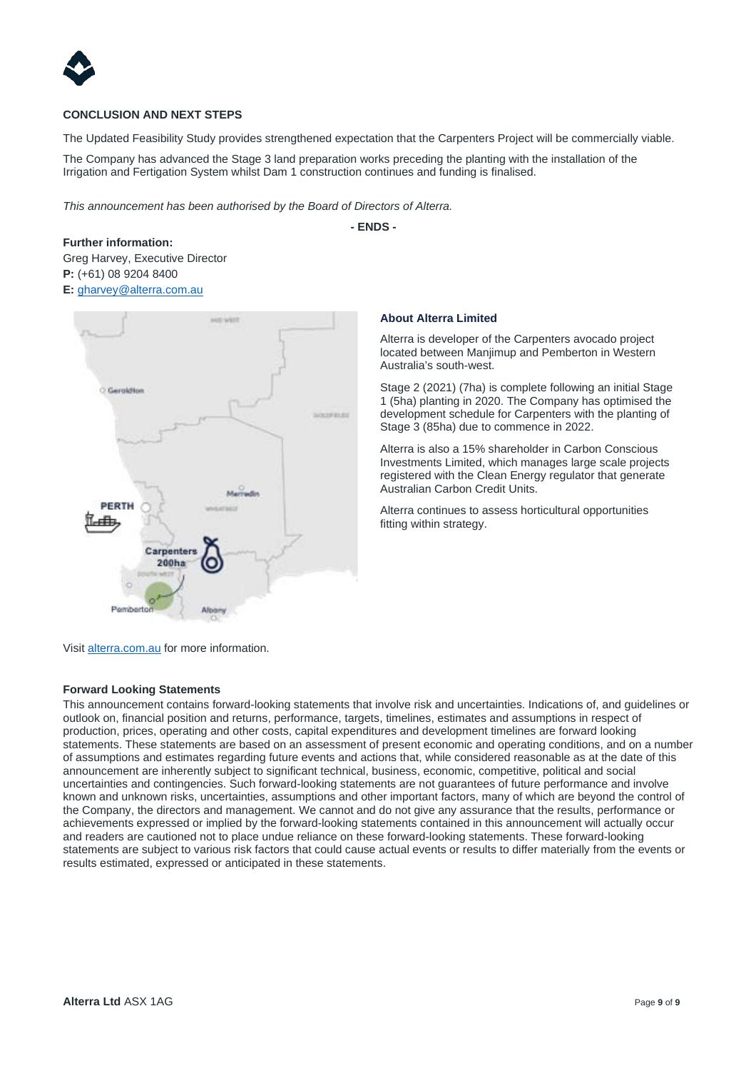## CONCLUSION AND NEXT STEPS

The Updated Feasibility Study provides strengthened expectation that the Carpenters Project will be commercially viable.

The Company has advanced the Stage 3 land preparation works preceding the planting with the installation of the Irrigation and Fertigation System whilst Dam 1 construction continues and funding is finalised.

*This announcement has been authorised by the Board of Directors of Alterra.*

**- ENDS -**

**Further information:**
Greg Harvey, Executive Director
**P:** (+61) 08 9204 8400
**E:** gharvey@alterra.com.au

Geraldton
PERTH
Merredin
Carpenters
200ha
Pemberton
Albany

### About Alterra Limited

Alterra is developer of the Carpenters avocado project located between Manjimup and Pemberton in Western Australia's south-west.

Stage 2 (2021) (7ha) is complete following an initial Stage 1 (5ha) planting in 2020. The Company has optimised the development schedule for Carpenters with the planting of Stage 3 (85ha) due to commence in 2022.

Alterra is also a 15% shareholder in Carbon Conscious Investments Limited, which manages large scale projects registered with the Clean Energy regulator that generate Australian Carbon Credit Units.

Alterra continues to assess horticultural opportunities fitting within strategy.

Visit alterra.com.au for more information.

### Forward Looking Statements

This announcement contains forward-looking statements that involve risk and uncertainties. Indications of, and guidelines or outlook on, financial position and returns, performance, targets, timelines, estimates and assumptions in respect of production, prices, operating and other costs, capital expenditures and development timelines are forward looking statements. These statements are based on an assessment of present economic and operating conditions, and on a number of assumptions and estimates regarding future events and actions that, while considered reasonable as at the date of this announcement are inherently subject to significant technical, business, economic, competitive, political and social uncertainties and contingencies. Such forward-looking statements are not guarantees of future performance and involve known and unknown risks, uncertainties, assumptions and other important factors, many of which are beyond the control of the Company, the directors and management. We cannot and do not give any assurance that the results, performance or achievements expressed or implied by the forward-looking statements contained in this announcement will actually occur and readers are cautioned not to place undue reliance on these forward-looking statements. These forward-looking statements are subject to various risk factors that could cause actual events or results to differ materially from the events or results estimated, expressed or anticipated in these statements.